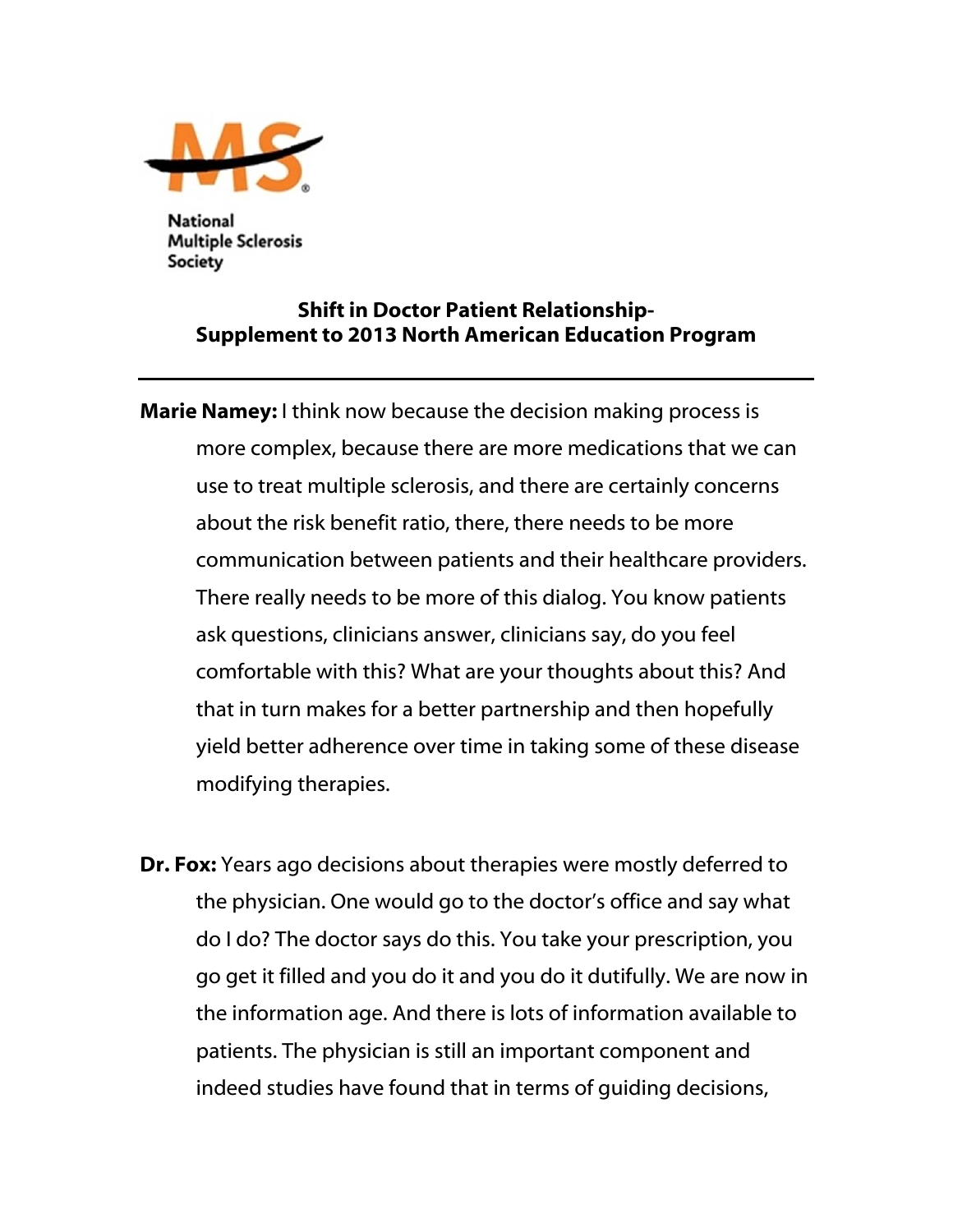National Multiple Sclerosis Society

## Shift in Doctor Patient Relationship-
## Supplement to 2013 North American Education Program

---

**Marie Namey:** I think now because the decision making process is more complex, because there are more medications that we can use to treat multiple sclerosis, and there are certainly concerns about the risk benefit ratio, there, there needs to be more communication between patients and their healthcare providers. There really needs to be more of this dialog. You know patients ask questions, clinicians answer, clinicians say, do you feel comfortable with this? What are your thoughts about this? And that in turn makes for a better partnership and then hopefully yield better adherence over time in taking some of these disease modifying therapies.

**Dr. Fox:** Years ago decisions about therapies were mostly deferred to the physician. One would go to the doctor's office and say what do I do? The doctor says do this. You take your prescription, you go get it filled and you do it and you do it dutifully. We are now in the information age. And there is lots of information available to patients. The physician is still an important component and indeed studies have found that in terms of guiding decisions,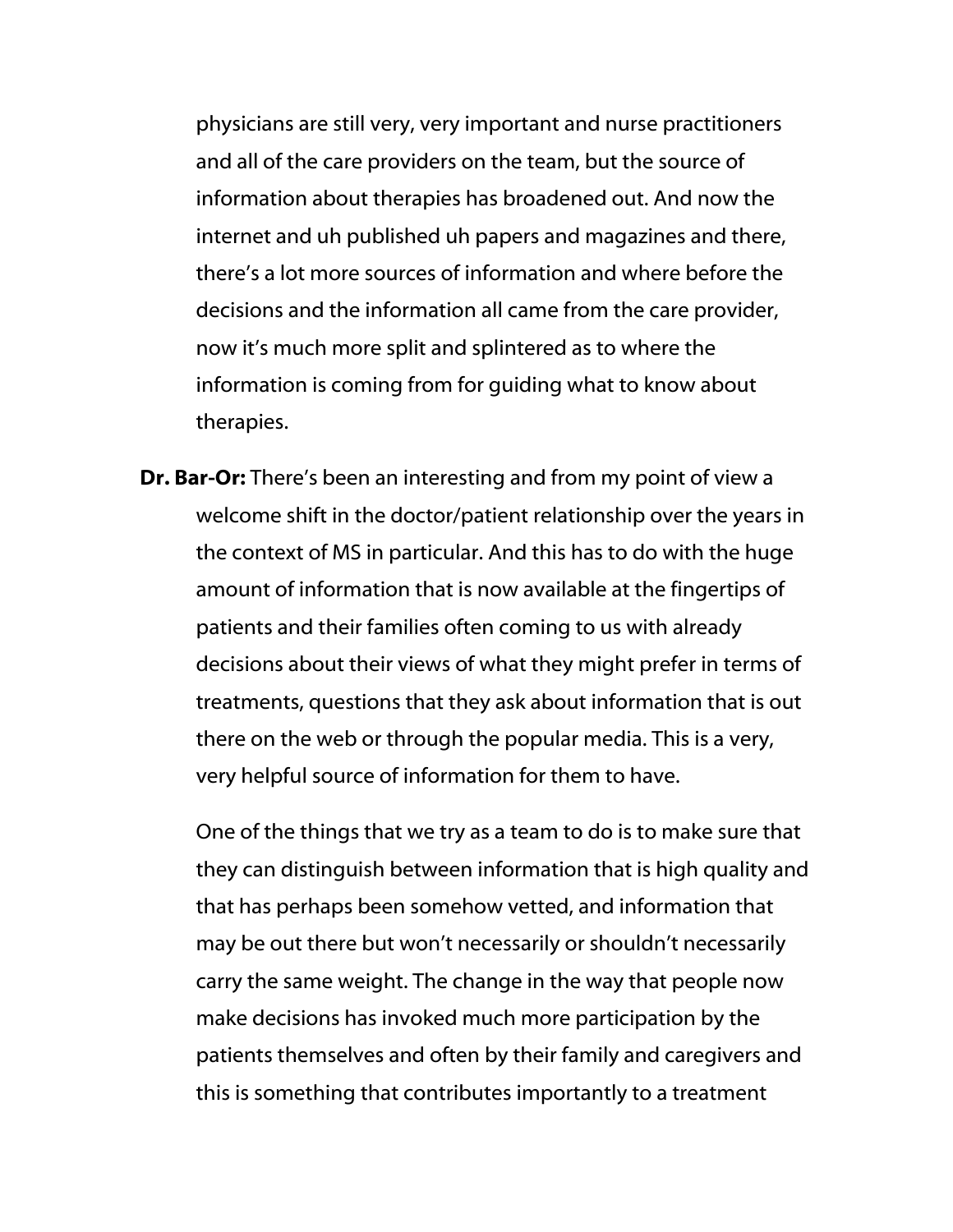physicians are still very, very important and nurse practitioners and all of the care providers on the team, but the source of information about therapies has broadened out. And now the internet and uh published uh papers and magazines and there, there's a lot more sources of information and where before the decisions and the information all came from the care provider, now it's much more split and splintered as to where the information is coming from for guiding what to know about therapies.

**Dr. Bar-Or:** There's been an interesting and from my point of view a welcome shift in the doctor/patient relationship over the years in the context of MS in particular. And this has to do with the huge amount of information that is now available at the fingertips of patients and their families often coming to us with already decisions about their views of what they might prefer in terms of treatments, questions that they ask about information that is out there on the web or through the popular media. This is a very, very helpful source of information for them to have.

One of the things that we try as a team to do is to make sure that they can distinguish between information that is high quality and that has perhaps been somehow vetted, and information that may be out there but won't necessarily or shouldn't necessarily carry the same weight. The change in the way that people now make decisions has invoked much more participation by the patients themselves and often by their family and caregivers and this is something that contributes importantly to a treatment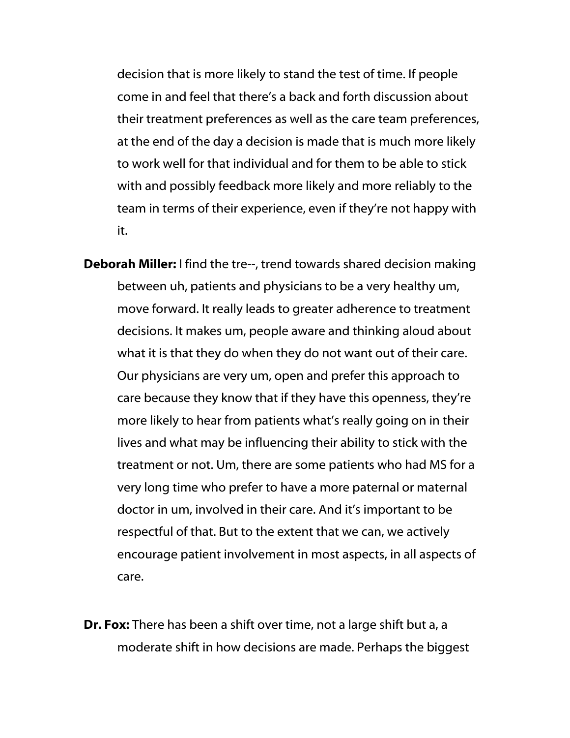decision that is more likely to stand the test of time. If people come in and feel that there's a back and forth discussion about their treatment preferences as well as the care team preferences, at the end of the day a decision is made that is much more likely to work well for that individual and for them to be able to stick with and possibly feedback more likely and more reliably to the team in terms of their experience, even if they're not happy with it.

**Deborah Miller:** I find the tre--, trend towards shared decision making between uh, patients and physicians to be a very healthy um, move forward. It really leads to greater adherence to treatment decisions. It makes um, people aware and thinking aloud about what it is that they do when they do not want out of their care. Our physicians are very um, open and prefer this approach to care because they know that if they have this openness, they're more likely to hear from patients what's really going on in their lives and what may be influencing their ability to stick with the treatment or not. Um, there are some patients who had MS for a very long time who prefer to have a more paternal or maternal doctor in um, involved in their care. And it's important to be respectful of that. But to the extent that we can, we actively encourage patient involvement in most aspects, in all aspects of care.

**Dr. Fox:** There has been a shift over time, not a large shift but a, a moderate shift in how decisions are made. Perhaps the biggest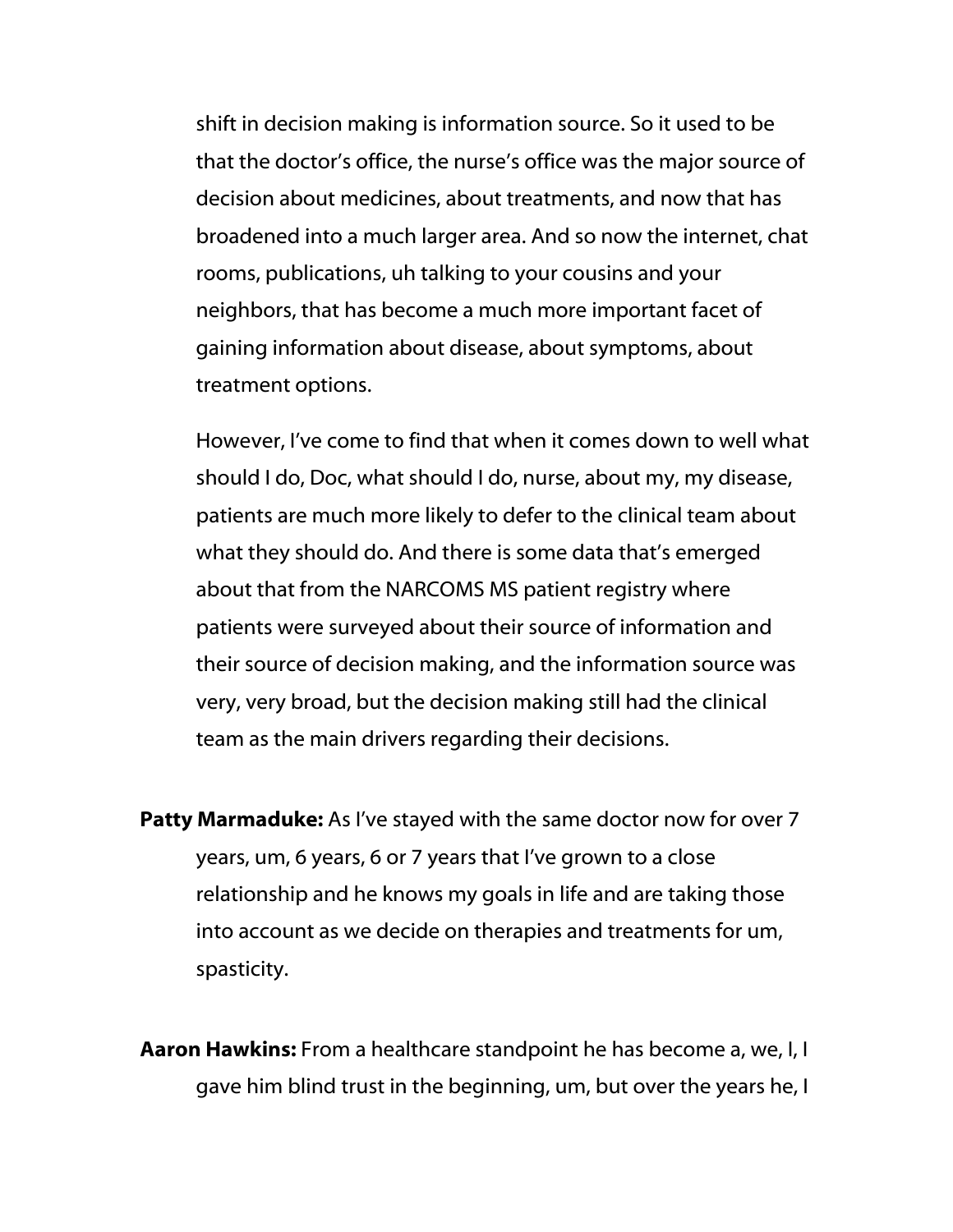shift in decision making is information source. So it used to be that the doctor's office, the nurse's office was the major source of decision about medicines, about treatments, and now that has broadened into a much larger area. And so now the internet, chat rooms, publications, uh talking to your cousins and your neighbors, that has become a much more important facet of gaining information about disease, about symptoms, about treatment options.

However, I've come to find that when it comes down to well what should I do, Doc, what should I do, nurse, about my, my disease, patients are much more likely to defer to the clinical team about what they should do. And there is some data that's emerged about that from the NARCOMS MS patient registry where patients were surveyed about their source of information and their source of decision making, and the information source was very, very broad, but the decision making still had the clinical team as the main drivers regarding their decisions.

**Patty Marmaduke:** As I've stayed with the same doctor now for over 7 years, um, 6 years, 6 or 7 years that I've grown to a close relationship and he knows my goals in life and are taking those into account as we decide on therapies and treatments for um, spasticity.

**Aaron Hawkins:** From a healthcare standpoint he has become a, we, I, I gave him blind trust in the beginning, um, but over the years he, I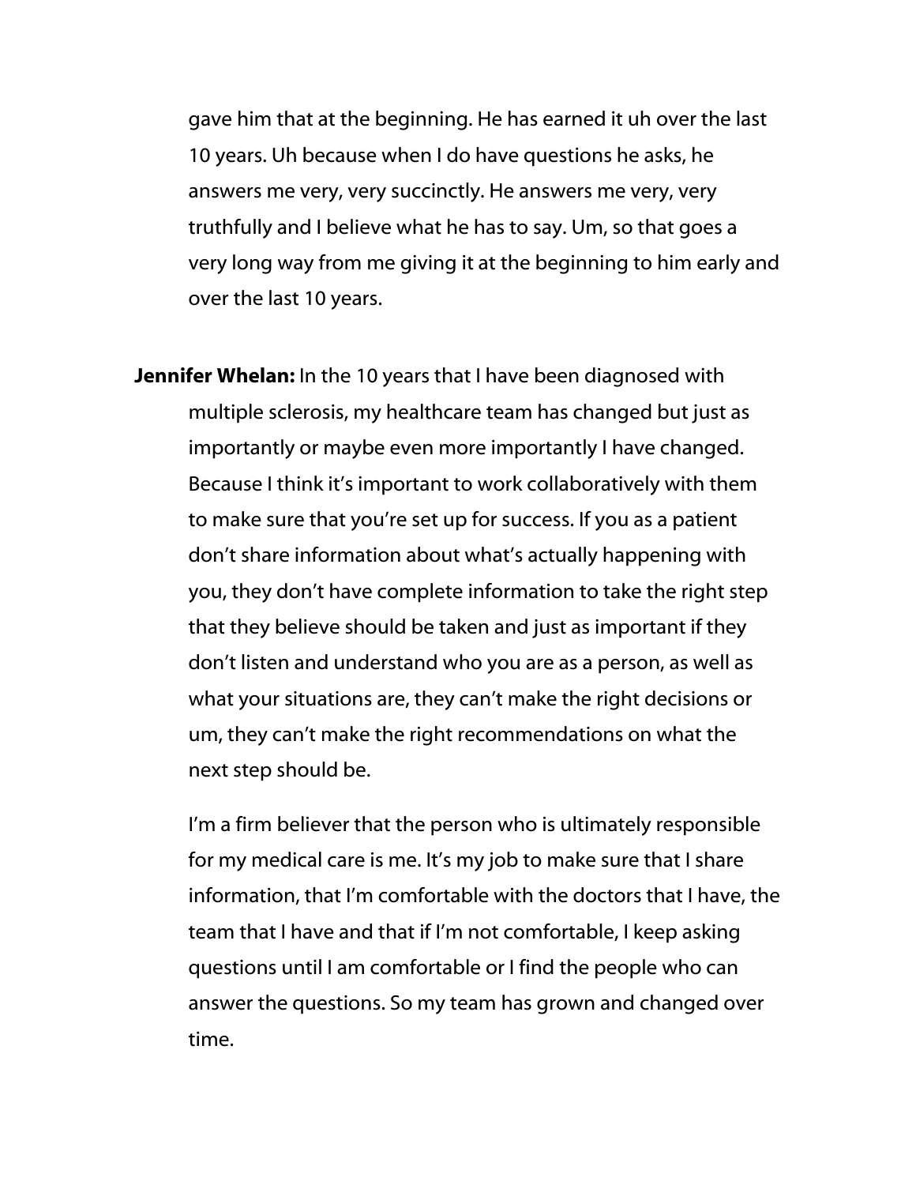gave him that at the beginning. He has earned it uh over the last 10 years. Uh because when I do have questions he asks, he answers me very, very succinctly. He answers me very, very truthfully and I believe what he has to say. Um, so that goes a very long way from me giving it at the beginning to him early and over the last 10 years.

**Jennifer Whelan:** In the 10 years that I have been diagnosed with multiple sclerosis, my healthcare team has changed but just as importantly or maybe even more importantly I have changed. Because I think it's important to work collaboratively with them to make sure that you're set up for success. If you as a patient don't share information about what's actually happening with you, they don't have complete information to take the right step that they believe should be taken and just as important if they don't listen and understand who you are as a person, as well as what your situations are, they can't make the right decisions or um, they can't make the right recommendations on what the next step should be.

I'm a firm believer that the person who is ultimately responsible for my medical care is me. It's my job to make sure that I share information, that I'm comfortable with the doctors that I have, the team that I have and that if I'm not comfortable, I keep asking questions until I am comfortable or I find the people who can answer the questions. So my team has grown and changed over time.